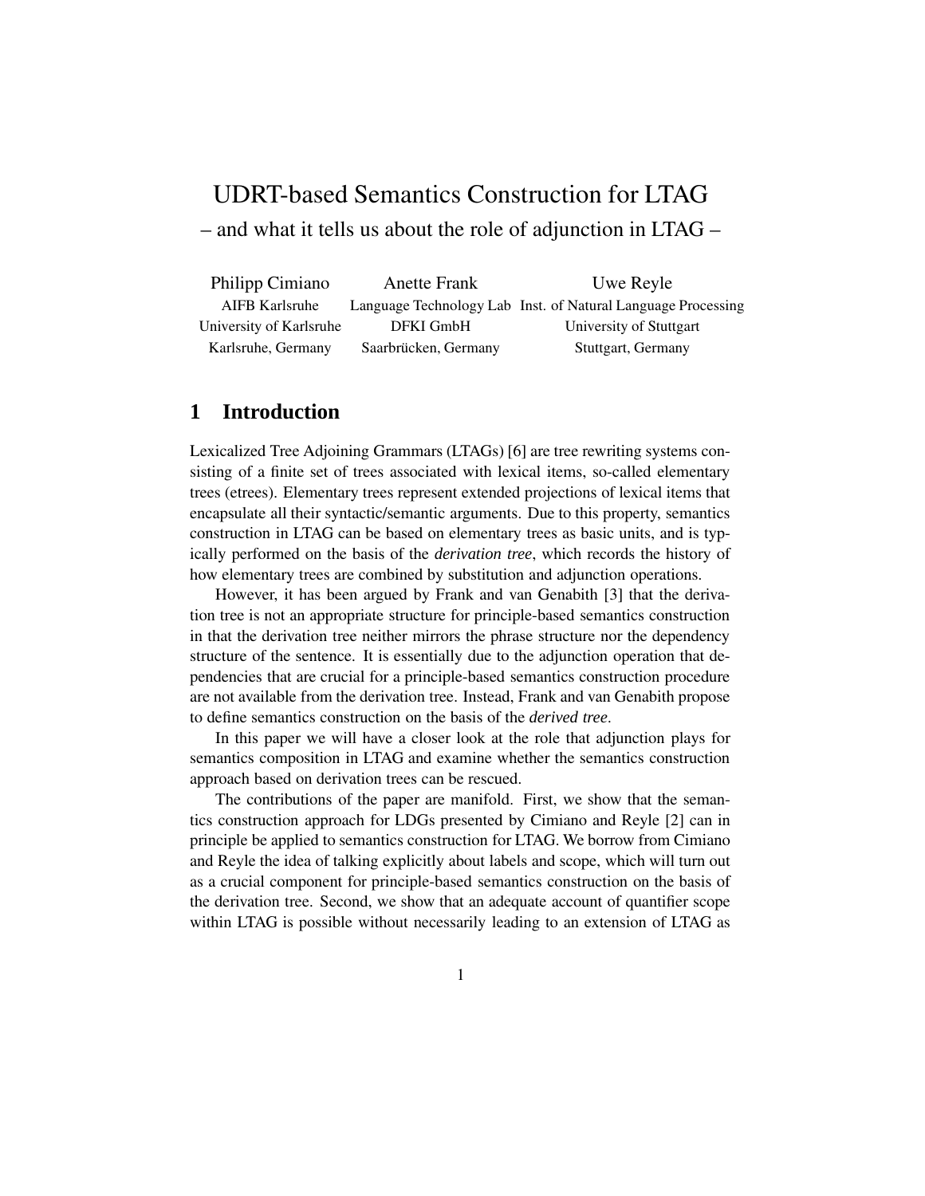# UDRT-based Semantics Construction for LTAG

– and what it tells us about the role of adjunction in LTAG –

| Philipp Cimiano | Anette Frank | Uwe Reyle |
| --- | --- | --- |
| AIFB Karlsruhe | Language Technology Lab | Inst. of Natural Language Processing |
| University of Karlsruhe | DFKI GmbH | University of Stuttgart |
| Karlsruhe, Germany | Saarbrücken, Germany | Stuttgart, Germany |

## 1 Introduction

Lexicalized Tree Adjoining Grammars (LTAGs) [6] are tree rewriting systems consisting of a finite set of trees associated with lexical items, so-called elementary trees (etrees). Elementary trees represent extended projections of lexical items that encapsulate all their syntactic/semantic arguments. Due to this property, semantics construction in LTAG can be based on elementary trees as basic units, and is typically performed on the basis of the *derivation tree*, which records the history of how elementary trees are combined by substitution and adjunction operations.

However, it has been argued by Frank and van Genabith [3] that the derivation tree is not an appropriate structure for principle-based semantics construction in that the derivation tree neither mirrors the phrase structure nor the dependency structure of the sentence. It is essentially due to the adjunction operation that dependencies that are crucial for a principle-based semantics construction procedure are not available from the derivation tree. Instead, Frank and van Genabith propose to define semantics construction on the basis of the *derived tree*.

In this paper we will have a closer look at the role that adjunction plays for semantics composition in LTAG and examine whether the semantics construction approach based on derivation trees can be rescued.

The contributions of the paper are manifold. First, we show that the semantics construction approach for LDGs presented by Cimiano and Reyle [2] can in principle be applied to semantics construction for LTAG. We borrow from Cimiano and Reyle the idea of talking explicitly about labels and scope, which will turn out as a crucial component for principle-based semantics construction on the basis of the derivation tree. Second, we show that an adequate account of quantifier scope within LTAG is possible without necessarily leading to an extension of LTAG as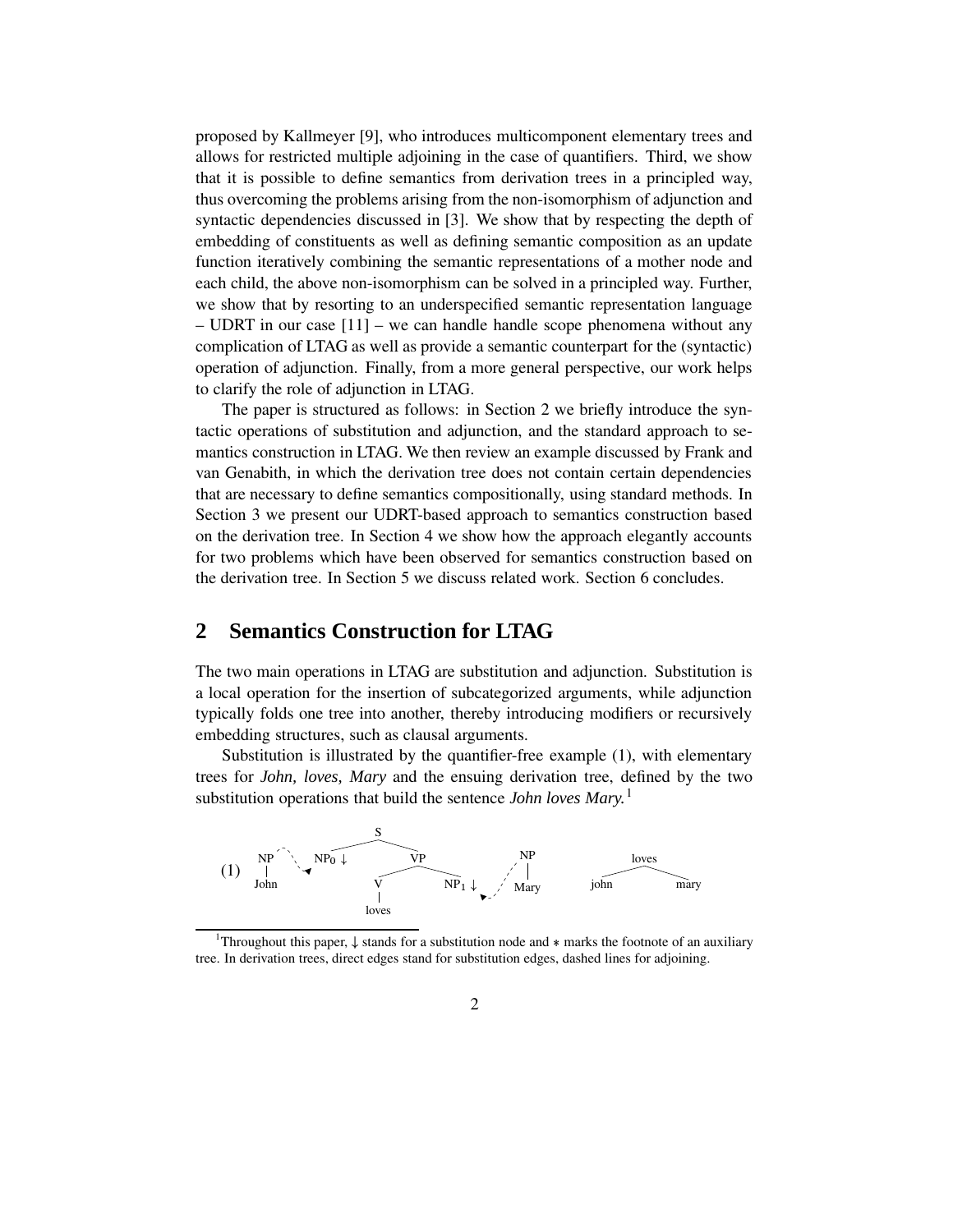proposed by Kallmeyer [9], who introduces multicomponent elementary trees and allows for restricted multiple adjoining in the case of quantifiers. Third, we show that it is possible to define semantics from derivation trees in a principled way, thus overcoming the problems arising from the non-isomorphism of adjunction and syntactic dependencies discussed in [3]. We show that by respecting the depth of embedding of constituents as well as defining semantic composition as an update function iteratively combining the semantic representations of a mother node and each child, the above non-isomorphism can be solved in a principled way. Further, we show that by resorting to an underspecified semantic representation language – UDRT in our case [11] – we can handle handle scope phenomena without any complication of LTAG as well as provide a semantic counterpart for the (syntactic) operation of adjunction. Finally, from a more general perspective, our work helps to clarify the role of adjunction in LTAG.

The paper is structured as follows: in Section 2 we briefly introduce the syntactic operations of substitution and adjunction, and the standard approach to semantics construction in LTAG. We then review an example discussed by Frank and van Genabith, in which the derivation tree does not contain certain dependencies that are necessary to define semantics compositionally, using standard methods. In Section 3 we present our UDRT-based approach to semantics construction based on the derivation tree. In Section 4 we show how the approach elegantly accounts for two problems which have been observed for semantics construction based on the derivation tree. In Section 5 we discuss related work. Section 6 concludes.

## 2 Semantics Construction for LTAG

The two main operations in LTAG are substitution and adjunction. Substitution is a local operation for the insertion of subcategorized arguments, while adjunction typically folds one tree into another, thereby introducing modifiers or recursively embedding structures, such as clausal arguments.

Substitution is illustrated by the quantifier-free example (1), with elementary trees for *John, loves, Mary* and the ensuing derivation tree, defined by the two substitution operations that build the sentence *John loves Mary.*[1]

(1) [NP John] → [S $NP_0\downarrow$ [VP [V loves] $NP_1\downarrow$]] ← [NP Mary]      loves( john, mary )

[1] Throughout this paper, ↓ stands for a substitution node and ∗ marks the footnote of an auxiliary tree. In derivation trees, direct edges stand for substitution edges, dashed lines for adjoining.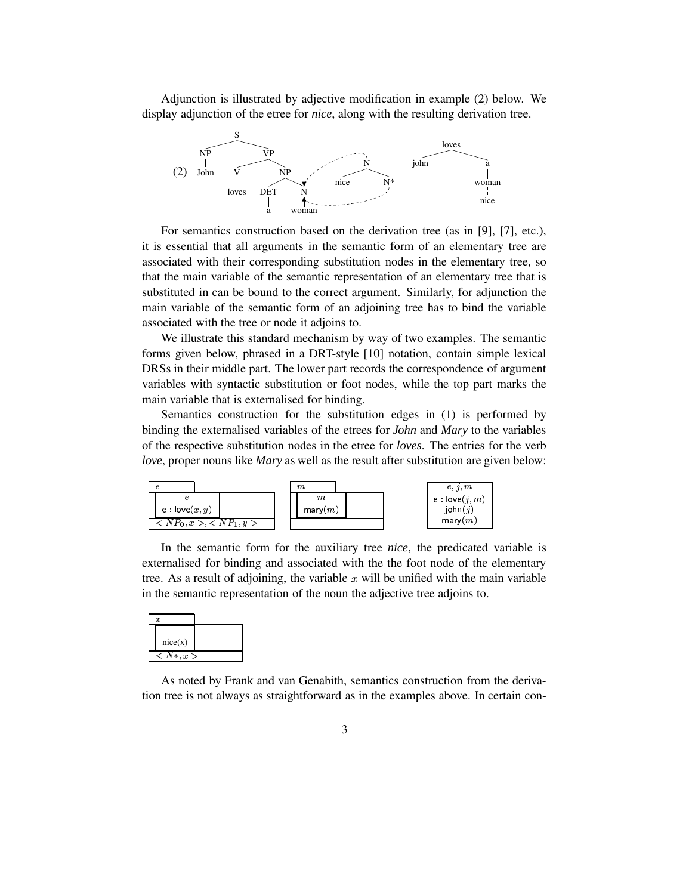Adjunction is illustrated by adjective modification in example (2) below. We display adjunction of the etree for *nice*, along with the resulting derivation tree.

(2)

For semantics construction based on the derivation tree (as in [9], [7], etc.), it is essential that all arguments in the semantic form of an elementary tree are associated with their corresponding substitution nodes in the elementary tree, so that the main variable of the semantic representation of an elementary tree that is substituted in can be bound to the correct argument. Similarly, for adjunction the main variable of the semantic form of an adjoining tree has to bind the variable associated with the tree or node it adjoins to.

We illustrate this standard mechanism by way of two examples. The semantic forms given below, phrased in a DRT-style [10] notation, contain simple lexical DRSs in their middle part. The lower part records the correspondence of argument variables with syntactic substitution or foot nodes, while the top part marks the main variable that is externalised for binding.

Semantics construction for the substitution edges in (1) is performed by binding the externalised variables of the etrees for *John* and *Mary* to the variables of the respective substitution nodes in the etree for *loves*. The entries for the verb *love*, proper nouns like *Mary* as well as the result after substitution are given below:

| $e$ |
|---|
| $e$ <br> e : love$(x, y)$ |
| $< NP_0, x >, < NP_1, y >$ |

| $m$ |
|---|
| $m$ <br> mary$(m)$ |
| |

| $e, j, m$ |
|---|
| e : love$(j, m)$ <br> john$(j)$ <br> mary$(m)$ |

In the semantic form for the auxiliary tree *nice*, the predicated variable is externalised for binding and associated with the the foot node of the elementary tree. As a result of adjoining, the variable $x$ will be unified with the main variable in the semantic representation of the noun the adjective tree adjoins to.

| $x$ |
|---|
| nice(x) |
| $< N*, x >$ |

As noted by Frank and van Genabith, semantics construction from the derivation tree is not always as straightforward as in the examples above. In certain con-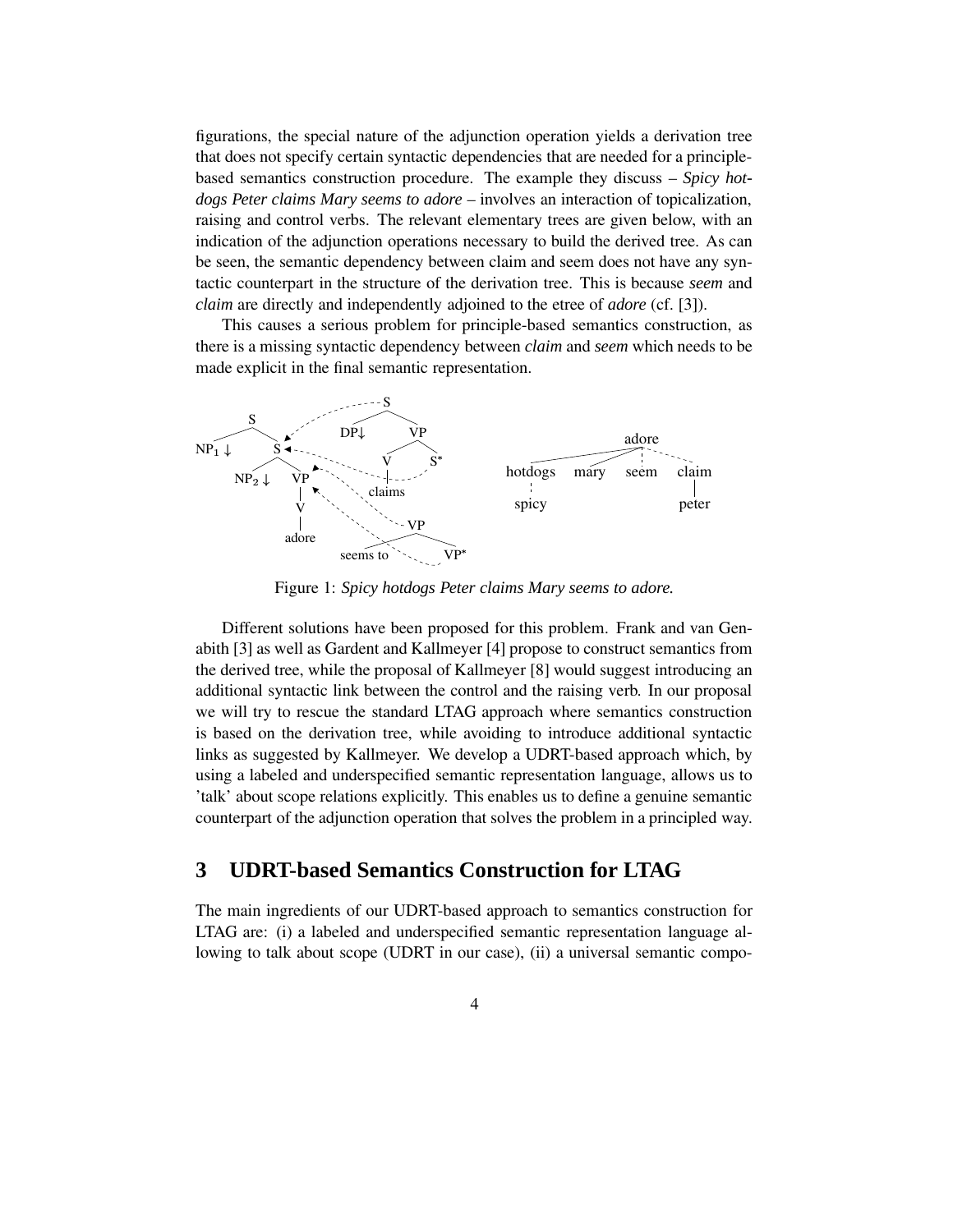figurations, the special nature of the adjunction operation yields a derivation tree that does not specify certain syntactic dependencies that are needed for a principle-based semantics construction procedure. The example they discuss – *Spicy hotdogs Peter claims Mary seems to adore* – involves an interaction of topicalization, raising and control verbs. The relevant elementary trees are given below, with an indication of the adjunction operations necessary to build the derived tree. As can be seen, the semantic dependency between claim and seem does not have any syntactic counterpart in the structure of the derivation tree. This is because *seem* and *claim* are directly and independently adjoined to the etree of *adore* (cf. [3]).

This causes a serious problem for principle-based semantics construction, as there is a missing syntactic dependency between *claim* and *seem* which needs to be made explicit in the final semantic representation.

Figure 1: *Spicy hotdogs Peter claims Mary seems to adore.*

Different solutions have been proposed for this problem. Frank and van Genabith [3] as well as Gardent and Kallmeyer [4] propose to construct semantics from the derived tree, while the proposal of Kallmeyer [8] would suggest introducing an additional syntactic link between the control and the raising verb. In our proposal we will try to rescue the standard LTAG approach where semantics construction is based on the derivation tree, while avoiding to introduce additional syntactic links as suggested by Kallmeyer. We develop a UDRT-based approach which, by using a labeled and underspecified semantic representation language, allows us to 'talk' about scope relations explicitly. This enables us to define a genuine semantic counterpart of the adjunction operation that solves the problem in a principled way.

## 3 UDRT-based Semantics Construction for LTAG

The main ingredients of our UDRT-based approach to semantics construction for LTAG are: (i) a labeled and underspecified semantic representation language allowing to talk about scope (UDRT in our case), (ii) a universal semantic compo-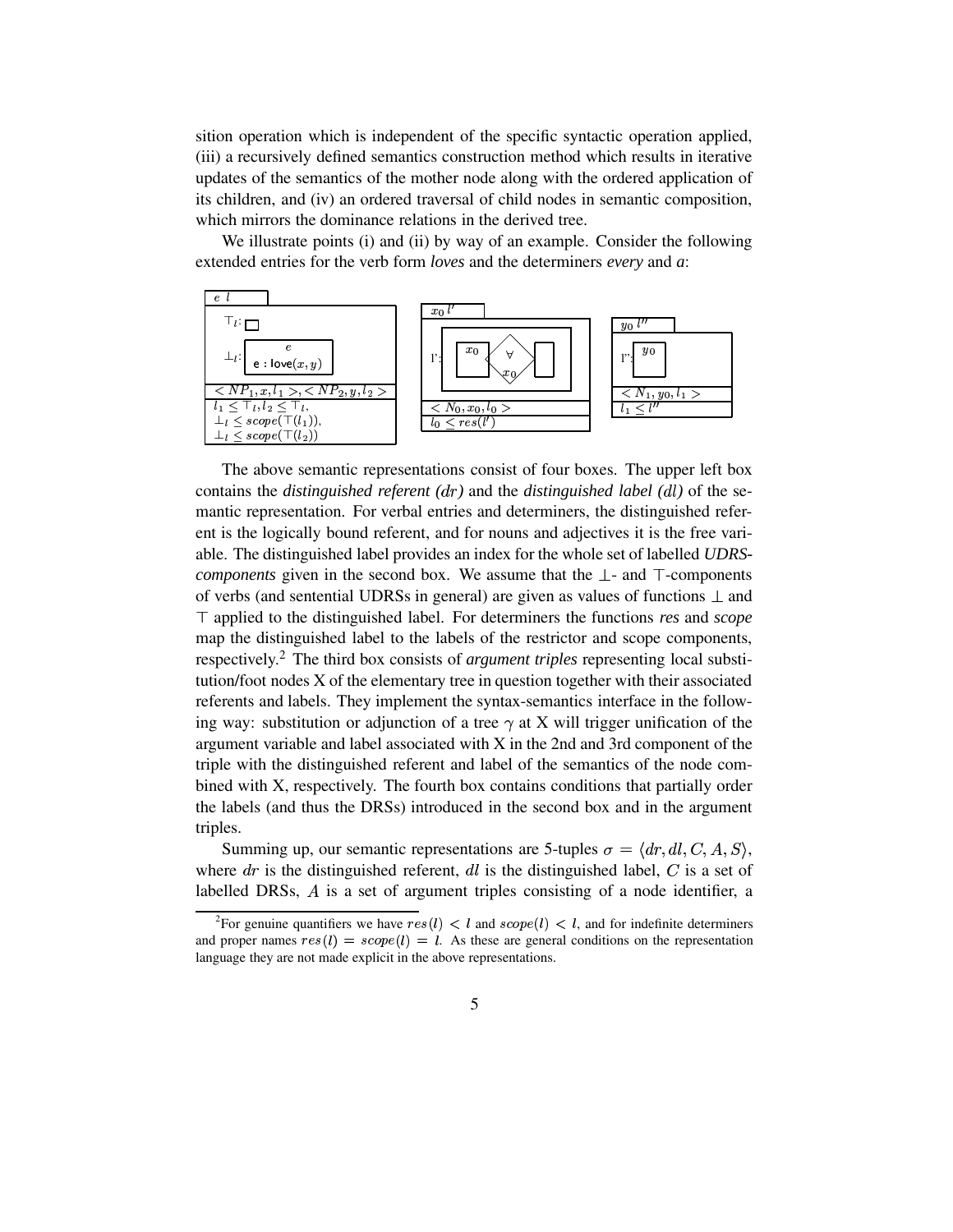sition operation which is independent of the specific syntactic operation applied, (iii) a recursively defined semantics construction method which results in iterative updates of the semantics of the mother node along with the ordered application of its children, and (iv) an ordered traversal of child nodes in semantic composition, which mirrors the dominance relations in the derived tree.

We illustrate points (i) and (ii) by way of an example. Consider the following extended entries for the verb form *loves* and the determiners *every* and *a*:

| $e\ l$ |
|---|
| $\top_l$: □ <br> $\bot_l$: [ $e$ \| e : love$(x, y)$ ] |
| $< NP_1, x, l_1 >, < NP_2, y, l_2 >$ |
| $l_1 \leq \top_l, l_2 \leq \top_l$, <br> $\bot_l \leq scope(\top(l_1))$, <br> $\bot_l \leq scope(\top(l_2))$ |

| $x_0\ l'$ |
|---|
| l': [ [ $x_0$ ] ⟨$\forall$ $x_0$⟩ [ ] ] |
| $< N_0, x_0, l_0 >$ |
| $l_0 \leq res(l')$ |

| $y_0\ l''$ |
|---|
| l'': [ $y_0$ ] |
| $< N_1, y_0, l_1 >$ |
| $l_1 \leq l''$ |

The above semantic representations consist of four boxes. The upper left box contains the *distinguished referent (dr)* and the *distinguished label (dl)* of the semantic representation. For verbal entries and determiners, the distinguished referent is the logically bound referent, and for nouns and adjectives it is the free variable. The distinguished label provides an index for the whole set of labelled *UDRS-components* given in the second box. We assume that the $\bot$- and $\top$-components of verbs (and sentential UDRSs in general) are given as values of functions $\bot$ and $\top$ applied to the distinguished label. For determiners the functions *res* and *scope* map the distinguished label to the labels of the restrictor and scope components, respectively.[2] The third box consists of *argument triples* representing local substitution/foot nodes X of the elementary tree in question together with their associated referents and labels. They implement the syntax-semantics interface in the following way: substitution or adjunction of a tree $\gamma$ at X will trigger unification of the argument variable and label associated with X in the 2nd and 3rd component of the triple with the distinguished referent and label of the semantics of the node combined with X, respectively. The fourth box contains conditions that partially order the labels (and thus the DRSs) introduced in the second box and in the argument triples.

Summing up, our semantic representations are 5-tuples $\sigma = \langle dr, dl, C, A, S \rangle$, where *dr* is the distinguished referent, *dl* is the distinguished label, $C$ is a set of labelled DRSs, $A$ is a set of argument triples consisting of a node identifier, a

---

[2]For genuine quantifiers we have $res(l) < l$ and $scope(l) < l$, and for indefinite determiners and proper names $res(l) = scope(l) = l$. As these are general conditions on the representation language they are not made explicit in the above representations.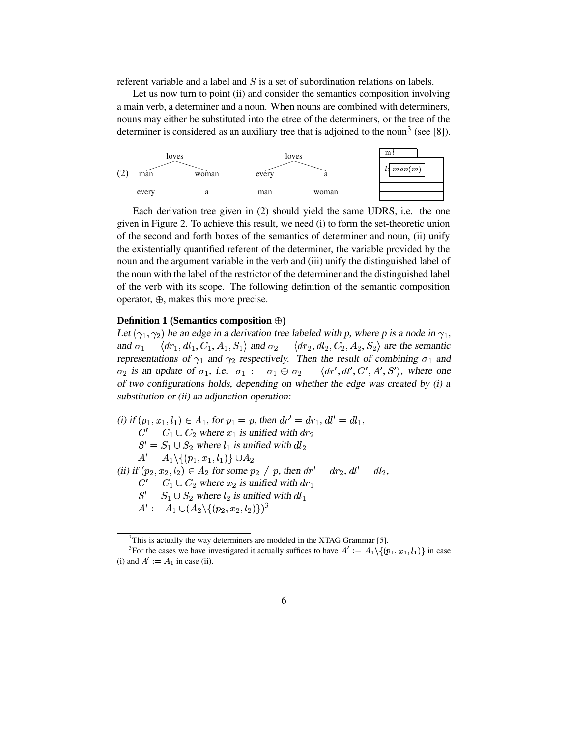referent variable and a label and $S$ is a set of subordination relations on labels.

Let us now turn to point (ii) and consider the semantics composition involving a main verb, a determiner and a noun. When nouns are combined with determiners, nouns may either be substituted into the etree of the determiners, or the tree of the determiner is considered as an auxiliary tree that is adjoined to the noun[3] (see [8]).

(2) loves: man (every), woman (a) — loves: every (man), a (woman)

| m $l$ |
|---|
| $l$: $man(m)$ |
| |
| |

Each derivation tree given in (2) should yield the same UDRS, i.e. the one given in Figure 2. To achieve this result, we need (i) to form the set-theoretic union of the second and forth boxes of the semantics of determiner and noun, (ii) unify the existentially quantified referent of the determiner, the variable provided by the noun and the argument variable in the verb and (iii) unify the distinguished label of the noun with the label of the restrictor of the determiner and the distinguished label of the verb with its scope. The following definition of the semantic composition operator, $\oplus$, makes this more precise.

**Definition 1 (Semantics composition $\oplus$)**

*Let $(\gamma_1, \gamma_2)$ be an edge in a derivation tree labeled with p, where p is a node in $\gamma_1$, and $\sigma_1 = \langle dr_1, dl_1, C_1, A_1, S_1 \rangle$ and $\sigma_2 = \langle dr_2, dl_2, C_2, A_2, S_2 \rangle$ are the semantic representations of $\gamma_1$ and $\gamma_2$ respectively. Then the result of combining $\sigma_1$ and $\sigma_2$ is an update of $\sigma_1$, i.e. $\sigma_1 := \sigma_1 \oplus \sigma_2 = \langle dr', dl', C', A', S' \rangle$, where one of two configurations holds, depending on whether the edge was created by (i) a substitution or (ii) an adjunction operation:*

*(i) if $(p_1, x_1, l_1) \in A_1$, for $p_1 = p$, then $dr' = dr_1$, $dl' = dl_1$,*
$C' = C_1 \cup C_2$ *where $x_1$ is unified with $dr_2$*
$S' = S_1 \cup S_2$ *where $l_1$ is unified with $dl_2$*
$A' = A_1 \backslash \{(p_1, x_1, l_1)\} \cup A_2$

*(ii) if $(p_2, x_2, l_2) \in A_2$ for some $p_2 \neq p$, then $dr' = dr_2$, $dl' = dl_2$,*
$C' = C_1 \cup C_2$ *where $x_2$ is unified with $dr_1$*
$S' = S_1 \cup S_2$ *where $l_2$ is unified with $dl_1$*
$A' := A_1 \cup (A_2 \backslash \{(p_2, x_2, l_2)\})$[3]

---

[3] This is actually the way determiners are modeled in the XTAG Grammar [5].

[3] For the cases we have investigated it actually suffices to have $A' := A_1 \backslash \{(p_1, x_1, l_1)\}$ in case (i) and $A' := A_1$ in case (ii).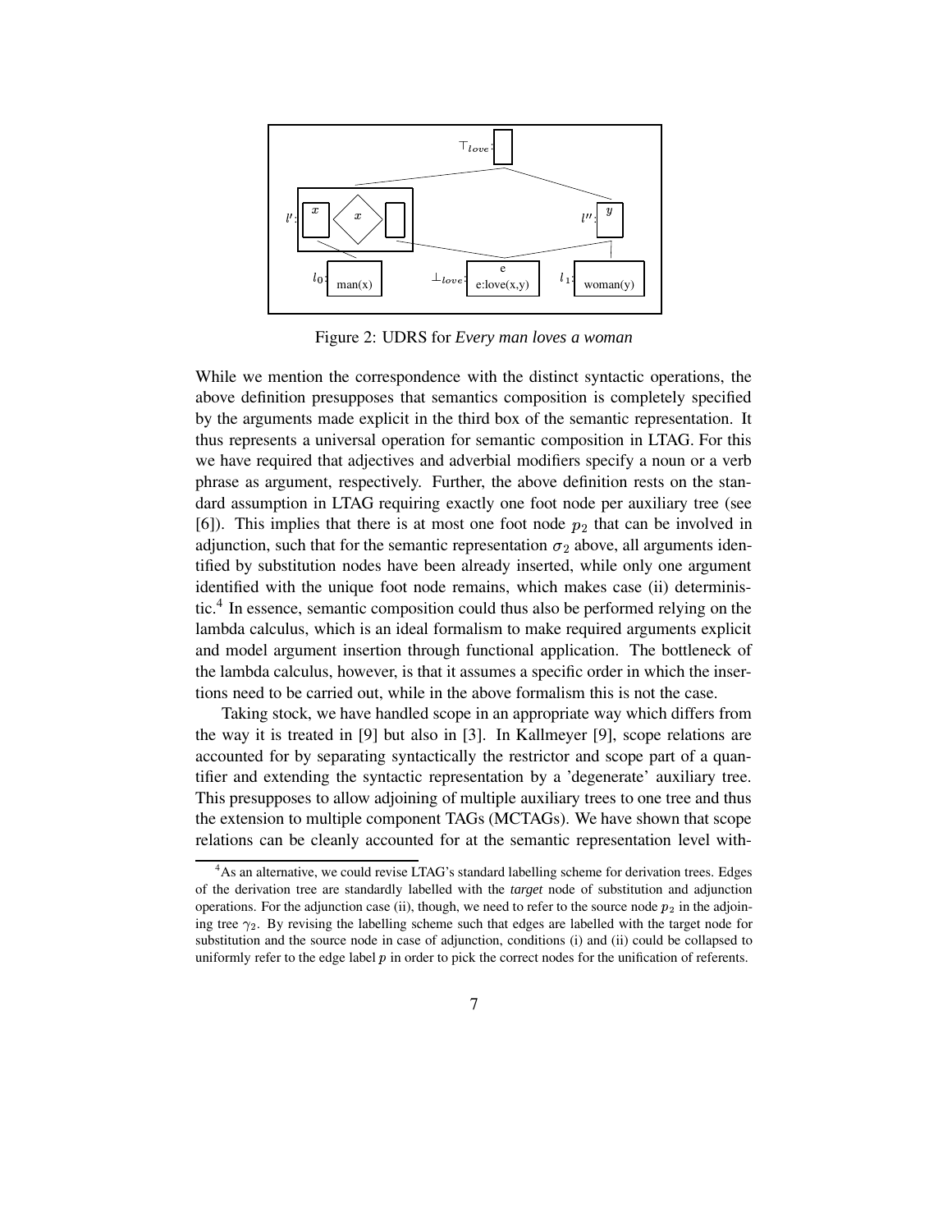Figure 2: UDRS for *Every man loves a woman*

While we mention the correspondence with the distinct syntactic operations, the above definition presupposes that semantics composition is completely specified by the arguments made explicit in the third box of the semantic representation. It thus represents a universal operation for semantic composition in LTAG. For this we have required that adjectives and adverbial modifiers specify a noun or a verb phrase as argument, respectively. Further, the above definition rests on the standard assumption in LTAG requiring exactly one foot node per auxiliary tree (see [6]). This implies that there is at most one foot node $p_2$ that can be involved in adjunction, such that for the semantic representation $\sigma_2$ above, all arguments identified by substitution nodes have been already inserted, while only one argument identified with the unique foot node remains, which makes case (ii) deterministic.[4] In essence, semantic composition could thus also be performed relying on the lambda calculus, which is an ideal formalism to make required arguments explicit and model argument insertion through functional application. The bottleneck of the lambda calculus, however, is that it assumes a specific order in which the insertions need to be carried out, while in the above formalism this is not the case.

Taking stock, we have handled scope in an appropriate way which differs from the way it is treated in [9] but also in [3]. In Kallmeyer [9], scope relations are accounted for by separating syntactically the restrictor and scope part of a quantifier and extending the syntactic representation by a 'degenerate' auxiliary tree. This presupposes to allow adjoining of multiple auxiliary trees to one tree and thus the extension to multiple component TAGs (MCTAGs). We have shown that scope relations can be cleanly accounted for at the semantic representation level with-

[4] As an alternative, we could revise LTAG's standard labelling scheme for derivation trees. Edges of the derivation tree are standardly labelled with the *target* node of substitution and adjunction operations. For the adjunction case (ii), though, we need to refer to the source node $p_2$ in the adjoining tree $\gamma_2$. By revising the labelling scheme such that edges are labelled with the target node for substitution and the source node in case of adjunction, conditions (i) and (ii) could be collapsed to uniformly refer to the edge label $p$ in order to pick the correct nodes for the unification of referents.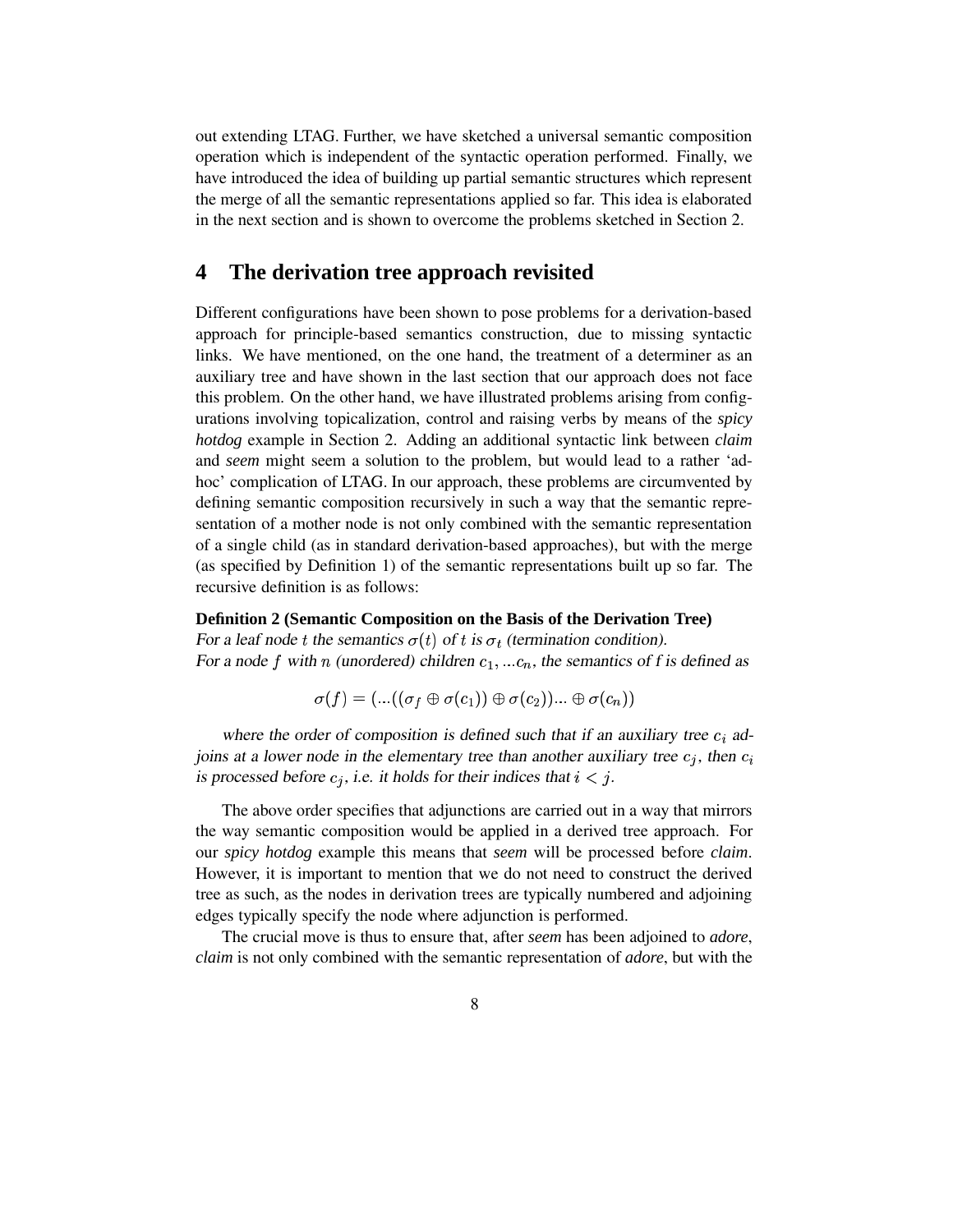out extending LTAG. Further, we have sketched a universal semantic composition operation which is independent of the syntactic operation performed. Finally, we have introduced the idea of building up partial semantic structures which represent the merge of all the semantic representations applied so far. This idea is elaborated in the next section and is shown to overcome the problems sketched in Section 2.

# 4 The derivation tree approach revisited

Different configurations have been shown to pose problems for a derivation-based approach for principle-based semantics construction, due to missing syntactic links. We have mentioned, on the one hand, the treatment of a determiner as an auxiliary tree and have shown in the last section that our approach does not face this problem. On the other hand, we have illustrated problems arising from configurations involving topicalization, control and raising verbs by means of the *spicy hotdog* example in Section 2. Adding an additional syntactic link between *claim* and *seem* might seem a solution to the problem, but would lead to a rather 'ad-hoc' complication of LTAG. In our approach, these problems are circumvented by defining semantic composition recursively in such a way that the semantic representation of a mother node is not only combined with the semantic representation of a single child (as in standard derivation-based approaches), but with the merge (as specified by Definition 1) of the semantic representations built up so far. The recursive definition is as follows:

**Definition 2 (Semantic Composition on the Basis of the Derivation Tree)**
*For a leaf node $t$ the semantics $\sigma(t)$ of $t$ is $\sigma_t$ (termination condition).*
*For a node $f$ with $n$ (unordered) children $c_1, ...c_n$, the semantics of f is defined as*

$$\sigma(f) = (...((\sigma_f \oplus \sigma(c_1)) \oplus \sigma(c_2))... \oplus \sigma(c_n))$$

*where the order of composition is defined such that if an auxiliary tree $c_i$ adjoins at a lower node in the elementary tree than another auxiliary tree $c_j$, then $c_i$ is processed before $c_j$, i.e. it holds for their indices that $i < j$.*

The above order specifies that adjunctions are carried out in a way that mirrors the way semantic composition would be applied in a derived tree approach. For our *spicy hotdog* example this means that *seem* will be processed before *claim*. However, it is important to mention that we do not need to construct the derived tree as such, as the nodes in derivation trees are typically numbered and adjoining edges typically specify the node where adjunction is performed.

The crucial move is thus to ensure that, after *seem* has been adjoined to *adore*, *claim* is not only combined with the semantic representation of *adore*, but with the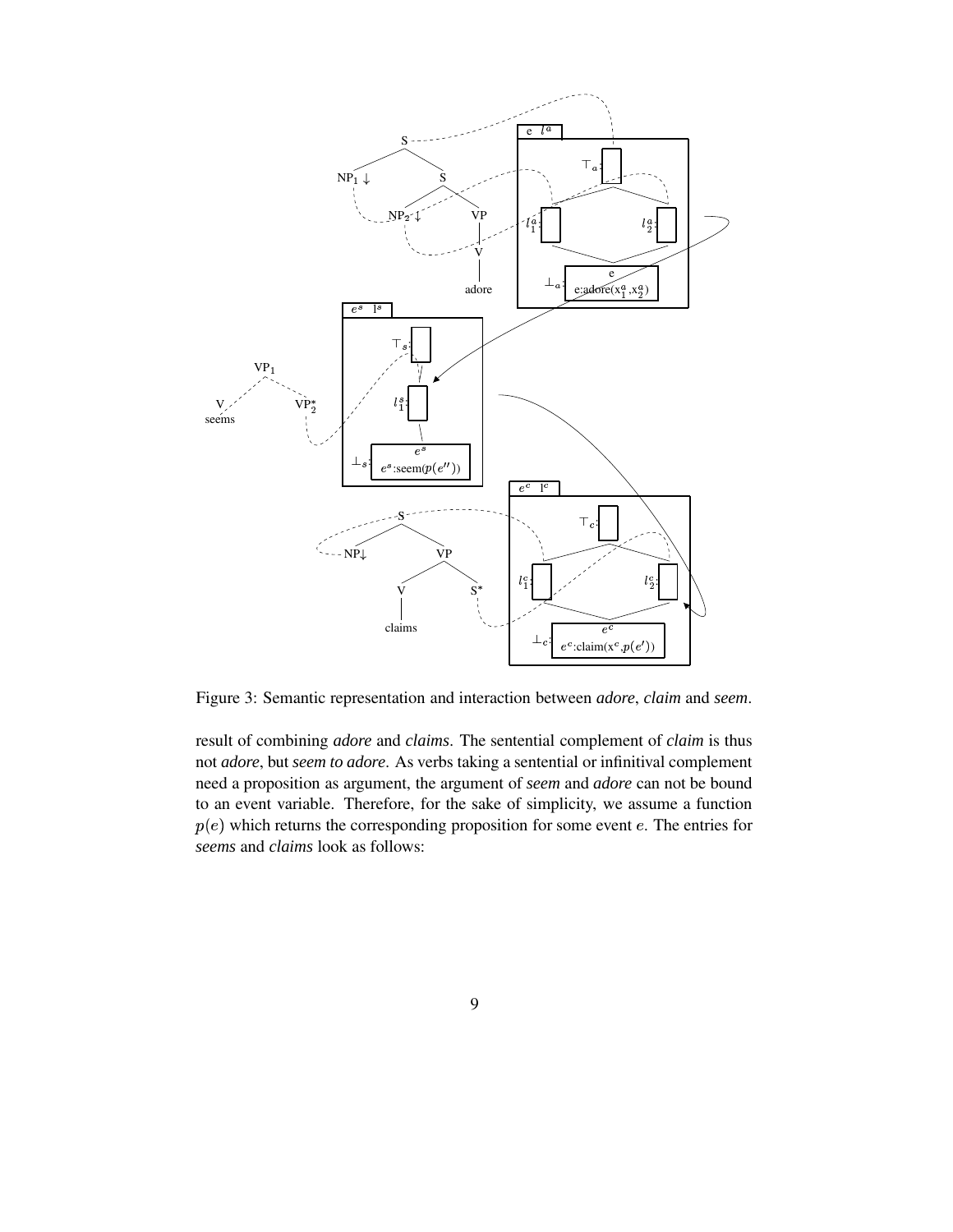Figure 3: Semantic representation and interaction between *adore*, *claim* and *seem*.

result of combining *adore* and *claims*. The sentential complement of *claim* is thus not *adore*, but *seem to adore*. As verbs taking a sentential or infinitival complement need a proposition as argument, the argument of *seem* and *adore* can not be bound to an event variable. Therefore, for the sake of simplicity, we assume a function $p(e)$ which returns the corresponding proposition for some event $e$. The entries for *seems* and *claims* look as follows: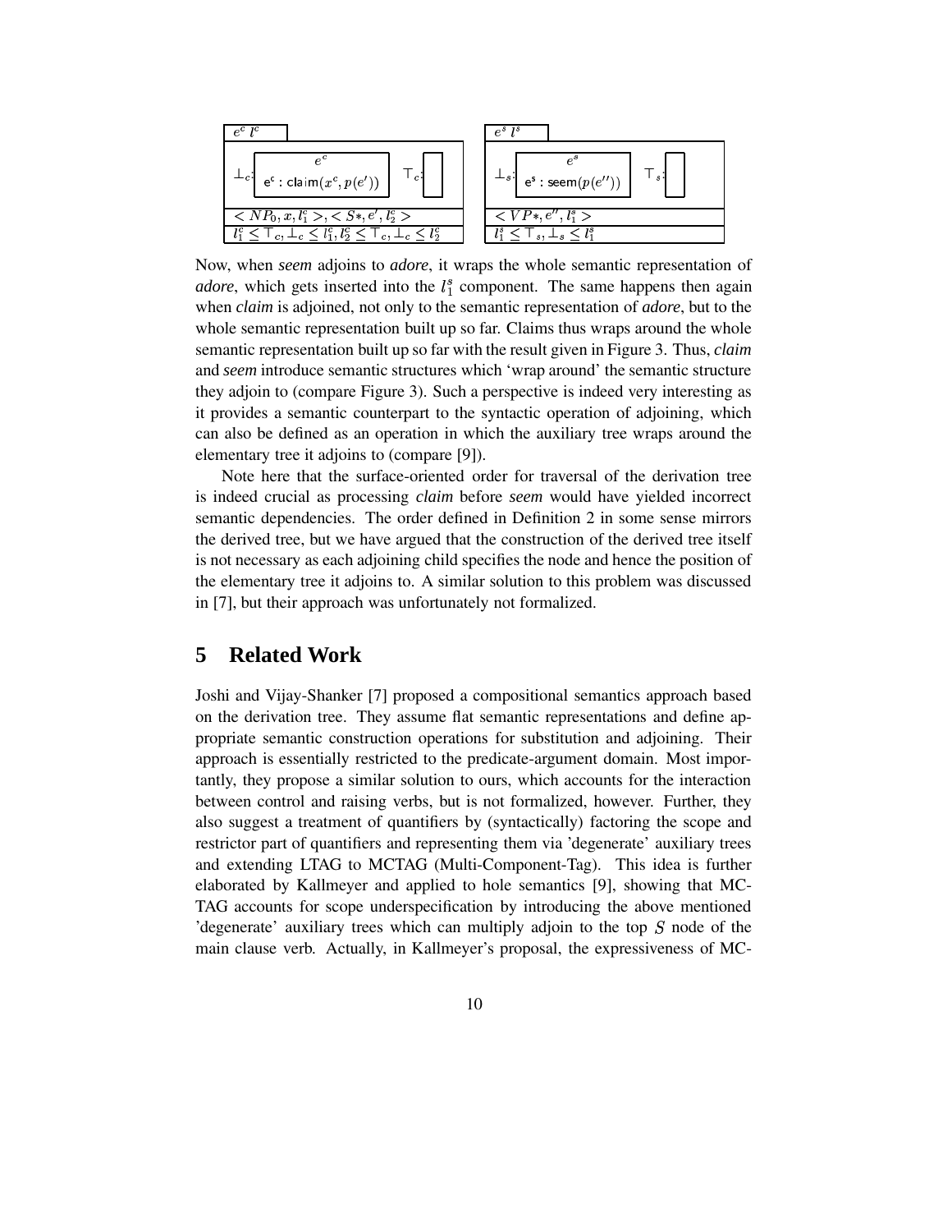| $e^c\ l^c$ | | |
|---|---|---|
| $\bot_c$: | $e^c$: $\mathsf{e^c : claim}(x^c, p(e'))$ | $\top_c$: [ ] |
| $< NP_0, x, l_1^c >, < S*, e', l_2^c >$ | | |
| $l_1^c \leq \top_c, \bot_c \leq l_1^c, l_2^c \leq \top_c, \bot_c \leq l_2^c$ | | |

| $e^s\ l^s$ | | |
|---|---|---|
| $\bot_s$: | $e^s$: $\mathsf{e^s : seem}(p(e''))$ | $\top_s$: [ ] |
| $< VP*, e'', l_1^s >$ | | |
| $l_1^s \leq \top_s, \bot_s \leq l_1^s$ | | |

Now, when *seem* adjoins to *adore*, it wraps the whole semantic representation of *adore*, which gets inserted into the $l_1^s$ component. The same happens then again when *claim* is adjoined, not only to the semantic representation of *adore*, but to the whole semantic representation built up so far. Claims thus wraps around the whole semantic representation built up so far with the result given in Figure 3. Thus, *claim* and *seem* introduce semantic structures which 'wrap around' the semantic structure they adjoin to (compare Figure 3). Such a perspective is indeed very interesting as it provides a semantic counterpart to the syntactic operation of adjoining, which can also be defined as an operation in which the auxiliary tree wraps around the elementary tree it adjoins to (compare [9]).

Note here that the surface-oriented order for traversal of the derivation tree is indeed crucial as processing *claim* before *seem* would have yielded incorrect semantic dependencies. The order defined in Definition 2 in some sense mirrors the derived tree, but we have argued that the construction of the derived tree itself is not necessary as each adjoining child specifies the node and hence the position of the elementary tree it adjoins to. A similar solution to this problem was discussed in [7], but their approach was unfortunately not formalized.

## 5 Related Work

Joshi and Vijay-Shanker [7] proposed a compositional semantics approach based on the derivation tree. They assume flat semantic representations and define appropriate semantic construction operations for substitution and adjoining. Their approach is essentially restricted to the predicate-argument domain. Most importantly, they propose a similar solution to ours, which accounts for the interaction between control and raising verbs, but is not formalized, however. Further, they also suggest a treatment of quantifiers by (syntactically) factoring the scope and restrictor part of quantifiers and representing them via 'degenerate' auxiliary trees and extending LTAG to MCTAG (Multi-Component-Tag). This idea is further elaborated by Kallmeyer and applied to hole semantics [9], showing that MC-TAG accounts for scope underspecification by introducing the above mentioned 'degenerate' auxiliary trees which can multiply adjoin to the top $S$ node of the main clause verb. Actually, in Kallmeyer's proposal, the expressiveness of MC-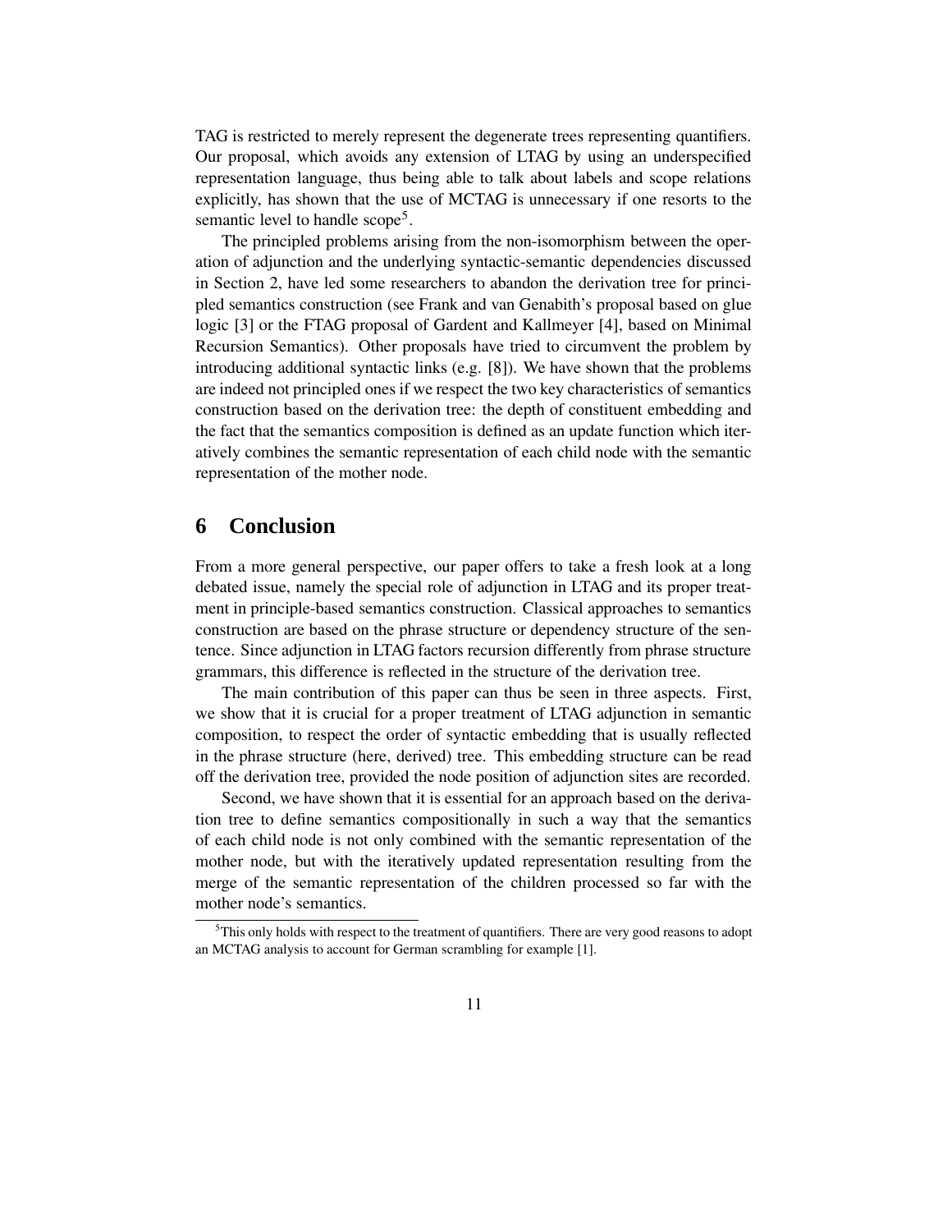TAG is restricted to merely represent the degenerate trees representing quantifiers. Our proposal, which avoids any extension of LTAG by using an underspecified representation language, thus being able to talk about labels and scope relations explicitly, has shown that the use of MCTAG is unnecessary if one resorts to the semantic level to handle scope[5].

The principled problems arising from the non-isomorphism between the operation of adjunction and the underlying syntactic-semantic dependencies discussed in Section 2, have led some researchers to abandon the derivation tree for principled semantics construction (see Frank and van Genabith's proposal based on glue logic [3] or the FTAG proposal of Gardent and Kallmeyer [4], based on Minimal Recursion Semantics). Other proposals have tried to circumvent the problem by introducing additional syntactic links (e.g. [8]). We have shown that the problems are indeed not principled ones if we respect the two key characteristics of semantics construction based on the derivation tree: the depth of constituent embedding and the fact that the semantics composition is defined as an update function which iteratively combines the semantic representation of each child node with the semantic representation of the mother node.

## 6 Conclusion

From a more general perspective, our paper offers to take a fresh look at a long debated issue, namely the special role of adjunction in LTAG and its proper treatment in principle-based semantics construction. Classical approaches to semantics construction are based on the phrase structure or dependency structure of the sentence. Since adjunction in LTAG factors recursion differently from phrase structure grammars, this difference is reflected in the structure of the derivation tree.

The main contribution of this paper can thus be seen in three aspects. First, we show that it is crucial for a proper treatment of LTAG adjunction in semantic composition, to respect the order of syntactic embedding that is usually reflected in the phrase structure (here, derived) tree. This embedding structure can be read off the derivation tree, provided the node position of adjunction sites are recorded.

Second, we have shown that it is essential for an approach based on the derivation tree to define semantics compositionally in such a way that the semantics of each child node is not only combined with the semantic representation of the mother node, but with the iteratively updated representation resulting from the merge of the semantic representation of the children processed so far with the mother node's semantics.

---

[5] This only holds with respect to the treatment of quantifiers. There are very good reasons to adopt an MCTAG analysis to account for German scrambling for example [1].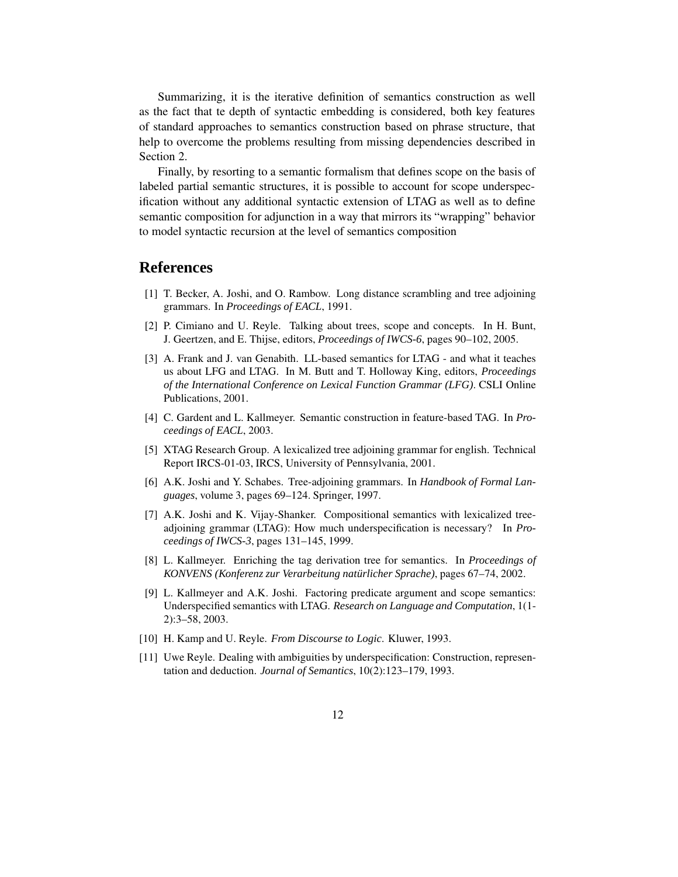Summarizing, it is the iterative definition of semantics construction as well as the fact that te depth of syntactic embedding is considered, both key features of standard approaches to semantics construction based on phrase structure, that help to overcome the problems resulting from missing dependencies described in Section 2.

Finally, by resorting to a semantic formalism that defines scope on the basis of labeled partial semantic structures, it is possible to account for scope underspecification without any additional syntactic extension of LTAG as well as to define semantic composition for adjunction in a way that mirrors its "wrapping" behavior to model syntactic recursion at the level of semantics composition

## References

[1] T. Becker, A. Joshi, and O. Rambow. Long distance scrambling and tree adjoining grammars. In *Proceedings of EACL*, 1991.

[2] P. Cimiano and U. Reyle. Talking about trees, scope and concepts. In H. Bunt, J. Geertzen, and E. Thijse, editors, *Proceedings of IWCS-6*, pages 90–102, 2005.

[3] A. Frank and J. van Genabith. LL-based semantics for LTAG - and what it teaches us about LFG and LTAG. In M. Butt and T. Holloway King, editors, *Proceedings of the International Conference on Lexical Function Grammar (LFG)*. CSLI Online Publications, 2001.

[4] C. Gardent and L. Kallmeyer. Semantic construction in feature-based TAG. In *Proceedings of EACL*, 2003.

[5] XTAG Research Group. A lexicalized tree adjoining grammar for english. Technical Report IRCS-01-03, IRCS, University of Pennsylvania, 2001.

[6] A.K. Joshi and Y. Schabes. Tree-adjoining grammars. In *Handbook of Formal Languages*, volume 3, pages 69–124. Springer, 1997.

[7] A.K. Joshi and K. Vijay-Shanker. Compositional semantics with lexicalized tree-adjoining grammar (LTAG): How much underspecification is necessary? In *Proceedings of IWCS-3*, pages 131–145, 1999.

[8] L. Kallmeyer. Enriching the tag derivation tree for semantics. In *Proceedings of KONVENS (Konferenz zur Verarbeitung natürlicher Sprache)*, pages 67–74, 2002.

[9] L. Kallmeyer and A.K. Joshi. Factoring predicate argument and scope semantics: Underspecified semantics with LTAG. *Research on Language and Computation*, 1(1-2):3–58, 2003.

[10] H. Kamp and U. Reyle. *From Discourse to Logic*. Kluwer, 1993.

[11] Uwe Reyle. Dealing with ambiguities by underspecification: Construction, representation and deduction. *Journal of Semantics*, 10(2):123–179, 1993.